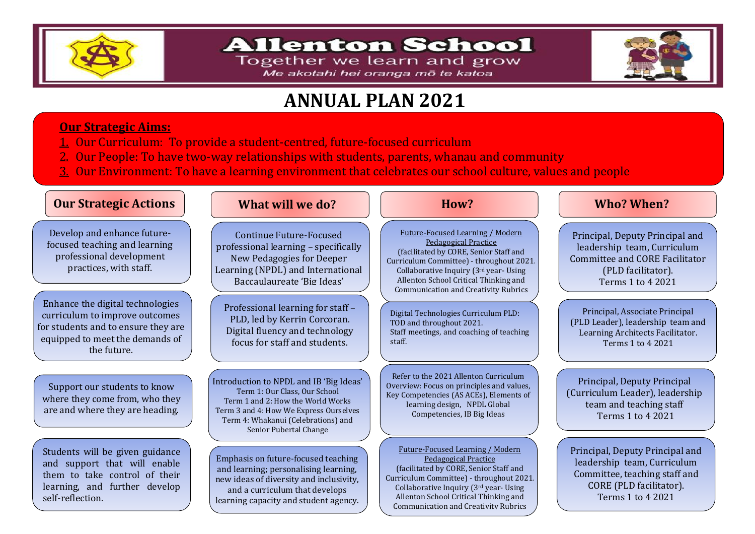# Allenton School

Together we learn and grow

*Me akotahi hei oranga mō te katoa*

# ANNUAL PLAN 2021

**Our Strategic Aims:**

1. Our Curriculum: To provide a student-centred, future-focused curriculum
2. Our People: To have two-way relationships with students, parents, whanau and community
3. Our Environment: To have a learning environment that celebrates our school culture, values and people

| Our Strategic Actions | What will we do? | How? | Who? When? |
|---|---|---|---|
| Develop and enhance future-focused teaching and learning professional development practices, with staff. | Continue Future-Focused professional learning – specifically New Pedagogies for Deeper Learning (NPDL) and International Baccalaureate 'Big Ideas' | Future-Focused Learning / Modern Pedagogical Practice (facilitated by CORE, Senior Staff and Curriculum Committee) - throughout 2021. Collaborative Inquiry (3rd year- Using Allenton School Critical Thinking and Communication and Creativity Rubrics | Principal, Deputy Principal and leadership team, Curriculum Committee and CORE Facilitator (PLD facilitator). Terms 1 to 4 2021 |
| Enhance the digital technologies curriculum to improve outcomes for students and to ensure they are equipped to meet the demands of the future. | Professional learning for staff – PLD, led by Kerrin Corcoran. Digital fluency and technology focus for staff and students. | Digital Technologies Curriculum PLD: TOD and throughout 2021. Staff meetings, and coaching of teaching staff. | Principal, Associate Principal (PLD Leader), leadership team and Learning Architects Facilitator. Terms 1 to 4 2021 |
| Support our students to know where they come from, who they are and where they are heading. | Introduction to NPDL and IB 'Big Ideas' Term 1: Our Class, Our School Term 1 and 2: How the World Works Term 3 and 4: How We Express Ourselves Term 4: Whakanui (Celebrations) and Senior Pubertal Change | Refer to the 2021 Allenton Curriculum Overview: Focus on principles and values, Key Competencies (AS ACEs), Elements of learning design, NPDL Global Competencies, IB Big Ideas | Principal, Deputy Principal (Curriculum Leader), leadership team and teaching staff Terms 1 to 4 2021 |
| Students will be given guidance and support that will enable them to take control of their learning, and further develop self-reflection. | Emphasis on future-focused teaching and learning; personalising learning, new ideas of diversity and inclusivity, and a curriculum that develops learning capacity and student agency. | Future-Focused Learning / Modern Pedagogical Practice (facilitated by CORE, Senior Staff and Curriculum Committee) - throughout 2021. Collaborative Inquiry (3rd year- Using Allenton School Critical Thinking and Communication and Creativity Rubrics | Principal, Deputy Principal and leadership team, Curriculum Committee, teaching staff and CORE (PLD facilitator). Terms 1 to 4 2021 |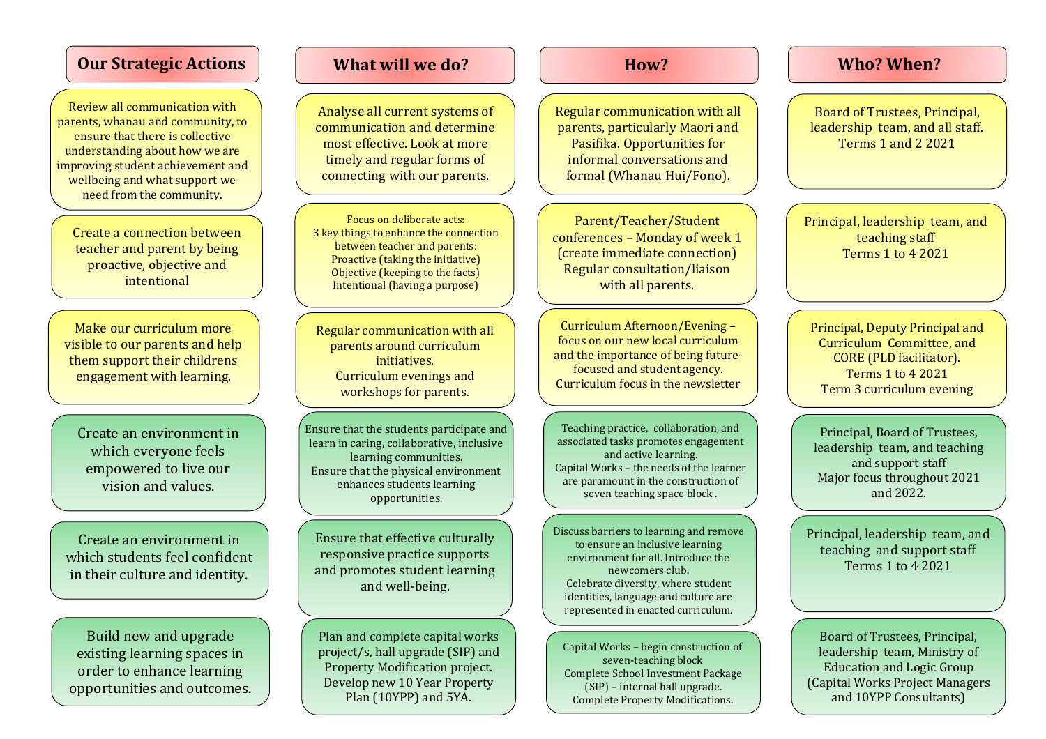| Our Strategic Actions | What will we do? | How? | Who? When? |
| --- | --- | --- | --- |
| Review all communication with parents, whanau and community, to ensure that there is collective understanding about how we are improving student achievement and wellbeing and what support we need from the community. | Analyse all current systems of communication and determine most effective. Look at more timely and regular forms of connecting with our parents. | Regular communication with all parents, particularly Maori and Pasifika. Opportunities for informal conversations and formal (Whanau Hui/Fono). | Board of Trustees, Principal, leadership team, and all staff. Terms 1 and 2 2021 |
| Create a connection between teacher and parent by being proactive, objective and intentional | Focus on deliberate acts: 3 key things to enhance the connection between teacher and parents: Proactive (taking the initiative) Objective (keeping to the facts) Intentional (having a purpose) | Parent/Teacher/Student conferences – Monday of week 1 (create immediate connection) Regular consultation/liaison with all parents. | Principal, leadership team, and teaching staff Terms 1 to 4 2021 |
| Make our curriculum more visible to our parents and help them support their childrens engagement with learning. | Regular communication with all parents around curriculum initiatives. Curriculum evenings and workshops for parents. | Curriculum Afternoon/Evening – focus on our new local curriculum and the importance of being future-focused and student agency. Curriculum focus in the newsletter | Principal, Deputy Principal and Curriculum Committee, and CORE (PLD facilitator). Terms 1 to 4 2021 Term 3 curriculum evening |
| Create an environment in which everyone feels empowered to live our vision and values. | Ensure that the students participate and learn in caring, collaborative, inclusive learning communities. Ensure that the physical environment enhances students learning opportunities. | Teaching practice, collaboration, and associated tasks promotes engagement and active learning. Capital Works – the needs of the learner are paramount in the construction of seven teaching space block . | Principal, Board of Trustees, leadership team, and teaching and support staff Major focus throughout 2021 and 2022. |
| Create an environment in which students feel confident in their culture and identity. | Ensure that effective culturally responsive practice supports and promotes student learning and well-being. | Discuss barriers to learning and remove to ensure an inclusive learning environment for all. Introduce the newcomers club. Celebrate diversity, where student identities, language and culture are represented in enacted curriculum. | Principal, leadership team, and teaching and support staff Terms 1 to 4 2021 |
| Build new and upgrade existing learning spaces in order to enhance learning opportunities and outcomes. | Plan and complete capital works project/s, hall upgrade (SIP) and Property Modification project. Develop new 10 Year Property Plan (10YPP) and 5YA. | Capital Works – begin construction of seven-teaching block Complete School Investment Package (SIP) – internal hall upgrade. Complete Property Modifications. | Board of Trustees, Principal, leadership team, Ministry of Education and Logic Group (Capital Works Project Managers and 10YPP Consultants) |